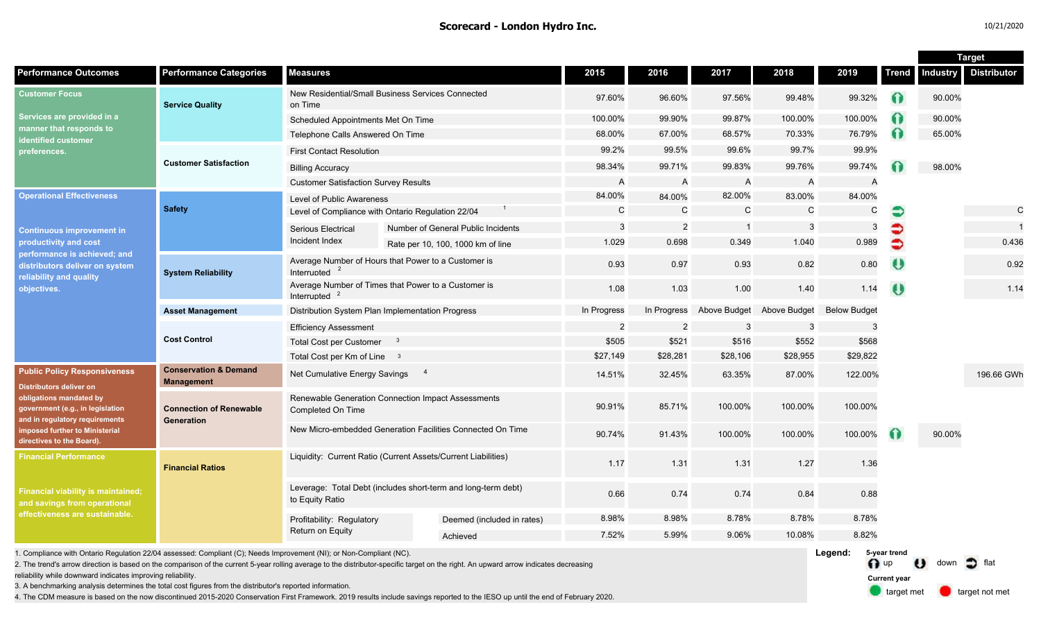# Scorecard - London Hydro Inc.

10/21/2020

| Performance Outcomes | Performance Categories | Measures | | 2015 | 2016 | 2017 | 2018 | 2019 | Trend | Target: Industry | Target: Distributor |
|---|---|---|---|---|---|---|---|---|---|---|---|
| **Customer Focus** Services are provided in a manner that responds to identified customer preferences. | Service Quality | New Residential/Small Business Services Connected on Time | | 97.60% | 96.60% | 97.56% | 99.48% | 99.32% | up | 90.00% | |
| | | Scheduled Appointments Met On Time | | 100.00% | 99.90% | 99.87% | 100.00% | 100.00% | up | 90.00% | |
| | | Telephone Calls Answered On Time | | 68.00% | 67.00% | 68.57% | 70.33% | 76.79% | up | 65.00% | |
| | Customer Satisfaction | First Contact Resolution | | 99.2% | 99.5% | 99.6% | 99.7% | 99.9% | | | |
| | | Billing Accuracy | | 98.34% | 99.71% | 99.83% | 99.76% | 99.74% | up | 98.00% | |
| | | Customer Satisfaction Survey Results | | A | A | A | A | A | | | |
| **Operational Effectiveness** Continuous improvement in productivity and cost performance is achieved; and distributors deliver on system reliability and quality objectives. | Safety | Level of Public Awareness | | 84.00% | 84.00% | 82.00% | 83.00% | 84.00% | | | |
| | | Level of Compliance with Ontario Regulation 22/04 [1] | | C | C | C | C | C | flat | | C |
| | | Serious Electrical Incident Index | Number of General Public Incidents | 3 | 2 | 1 | 3 | 3 | flat | | 1 |
| | | | Rate per 10, 100, 1000 km of line | 1.029 | 0.698 | 0.349 | 1.040 | 0.989 | flat | | 0.436 |
| | System Reliability | Average Number of Hours that Power to a Customer is Interrupted [2] | | 0.93 | 0.97 | 0.93 | 0.82 | 0.80 | down | | 0.92 |
| | | Average Number of Times that Power to a Customer is Interrupted [2] | | 1.08 | 1.03 | 1.00 | 1.40 | 1.14 | down | | 1.14 |
| | Asset Management | Distribution System Plan Implementation Progress | | In Progress | In Progress | Above Budget | Above Budget | Below Budget | | | |
| | Cost Control | Efficiency Assessment | | 2 | 2 | 3 | 3 | 3 | | | |
| | | Total Cost per Customer [3] | | $505 | $521 | $516 | $552 | $568 | | | |
| | | Total Cost per Km of Line [3] | | $27,149 | $28,281 | $28,106 | $28,955 | $29,822 | | | |
| **Public Policy Responsiveness** Distributors deliver on obligations mandated by government (e.g., in legislation and in regulatory requirements imposed further to Ministerial directives to the Board). | Conservation & Demand Management | Net Cumulative Energy Savings [4] | | 14.51% | 32.45% | 63.35% | 87.00% | 122.00% | | | 196.66 GWh |
| | Connection of Renewable Generation | Renewable Generation Connection Impact Assessments Completed On Time | | 90.91% | 85.71% | 100.00% | 100.00% | 100.00% | | | |
| | | New Micro-embedded Generation Facilities Connected On Time | | 90.74% | 91.43% | 100.00% | 100.00% | 100.00% | up | 90.00% | |
| **Financial Performance** Financial viability is maintained; and savings from operational effectiveness are sustainable. | Financial Ratios | Liquidity: Current Ratio (Current Assets/Current Liabilities) | | 1.17 | 1.31 | 1.31 | 1.27 | 1.36 | | | |
| | | Leverage: Total Debt (includes short-term and long-term debt) to Equity Ratio | | 0.66 | 0.74 | 0.74 | 0.84 | 0.88 | | | |
| | | Profitability: Regulatory Return on Equity | Deemed (included in rates) | 8.98% | 8.98% | 8.78% | 8.78% | 8.78% | | | |
| | | | Achieved | 7.52% | 5.99% | 9.06% | 10.08% | 8.82% | | | |

1. Compliance with Ontario Regulation 22/04 assessed: Compliant (C); Needs Improvement (NI); or Non-Compliant (NC).
2. The trend's arrow direction is based on the comparison of the current 5-year rolling average to the distributor-specific target on the right. An upward arrow indicates decreasing reliability while downward indicates improving reliability.
3. A benchmarking analysis determines the total cost figures from the distributor's reported information.
4. The CDM measure is based on the now discontinued 2015-2020 Conservation First Framework. 2019 results include savings reported to the IESO up until the end of February 2020.

**Legend:**
5-year trend: up, down, flat
Current year: target met, target not met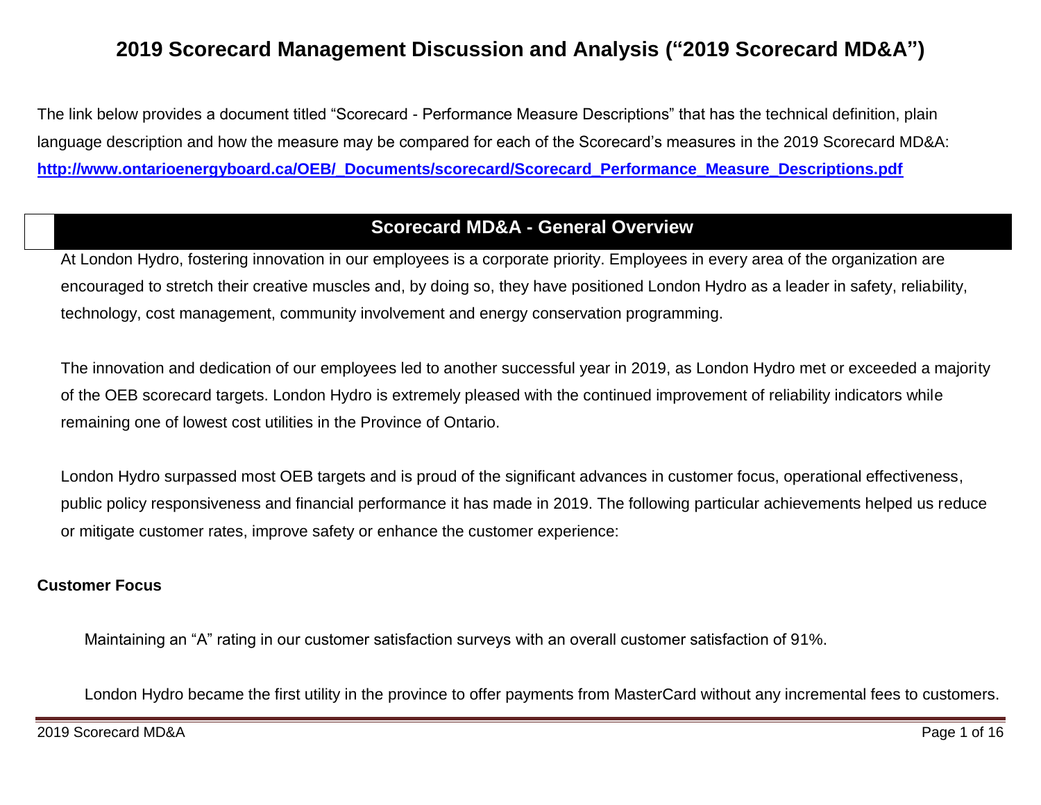# 2019 Scorecard Management Discussion and Analysis ("2019 Scorecard MD&A")

The link below provides a document titled "Scorecard - Performance Measure Descriptions" that has the technical definition, plain language description and how the measure may be compared for each of the Scorecard's measures in the 2019 Scorecard MD&A: **http://www.ontarioenergyboard.ca/OEB/_Documents/scorecard/Scorecard_Performance_Measure_Descriptions.pdf**

## Scorecard MD&A - General Overview

At London Hydro, fostering innovation in our employees is a corporate priority. Employees in every area of the organization are encouraged to stretch their creative muscles and, by doing so, they have positioned London Hydro as a leader in safety, reliability, technology, cost management, community involvement and energy conservation programming.

The innovation and dedication of our employees led to another successful year in 2019, as London Hydro met or exceeded a majority of the OEB scorecard targets. London Hydro is extremely pleased with the continued improvement of reliability indicators while remaining one of lowest cost utilities in the Province of Ontario.

London Hydro surpassed most OEB targets and is proud of the significant advances in customer focus, operational effectiveness, public policy responsiveness and financial performance it has made in 2019. The following particular achievements helped us reduce or mitigate customer rates, improve safety or enhance the customer experience:

**Customer Focus**

Maintaining an "A" rating in our customer satisfaction surveys with an overall customer satisfaction of 91%.

London Hydro became the first utility in the province to offer payments from MasterCard without any incremental fees to customers.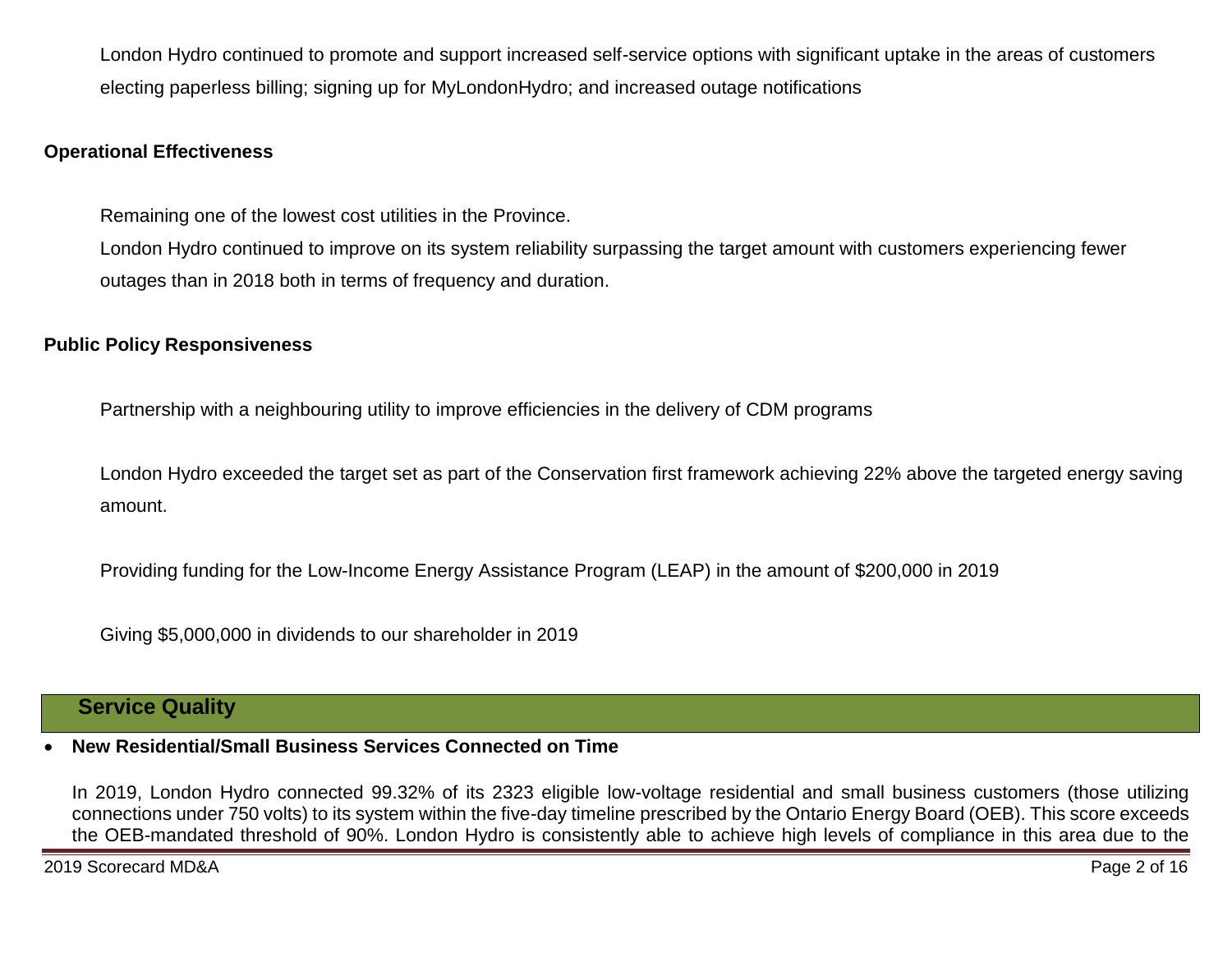London Hydro continued to promote and support increased self-service options with significant uptake in the areas of customers electing paperless billing; signing up for MyLondonHydro; and increased outage notifications

**Operational Effectiveness**

Remaining one of the lowest cost utilities in the Province.

London Hydro continued to improve on its system reliability surpassing the target amount with customers experiencing fewer outages than in 2018 both in terms of frequency and duration.

**Public Policy Responsiveness**

Partnership with a neighbouring utility to improve efficiencies in the delivery of CDM programs

London Hydro exceeded the target set as part of the Conservation first framework achieving 22% above the targeted energy saving amount.

Providing funding for the Low-Income Energy Assistance Program (LEAP) in the amount of $200,000 in 2019

Giving $5,000,000 in dividends to our shareholder in 2019

## Service Quality

- **New Residential/Small Business Services Connected on Time**

In 2019, London Hydro connected 99.32% of its 2323 eligible low-voltage residential and small business customers (those utilizing connections under 750 volts) to its system within the five-day timeline prescribed by the Ontario Energy Board (OEB). This score exceeds the OEB-mandated threshold of 90%. London Hydro is consistently able to achieve high levels of compliance in this area due to the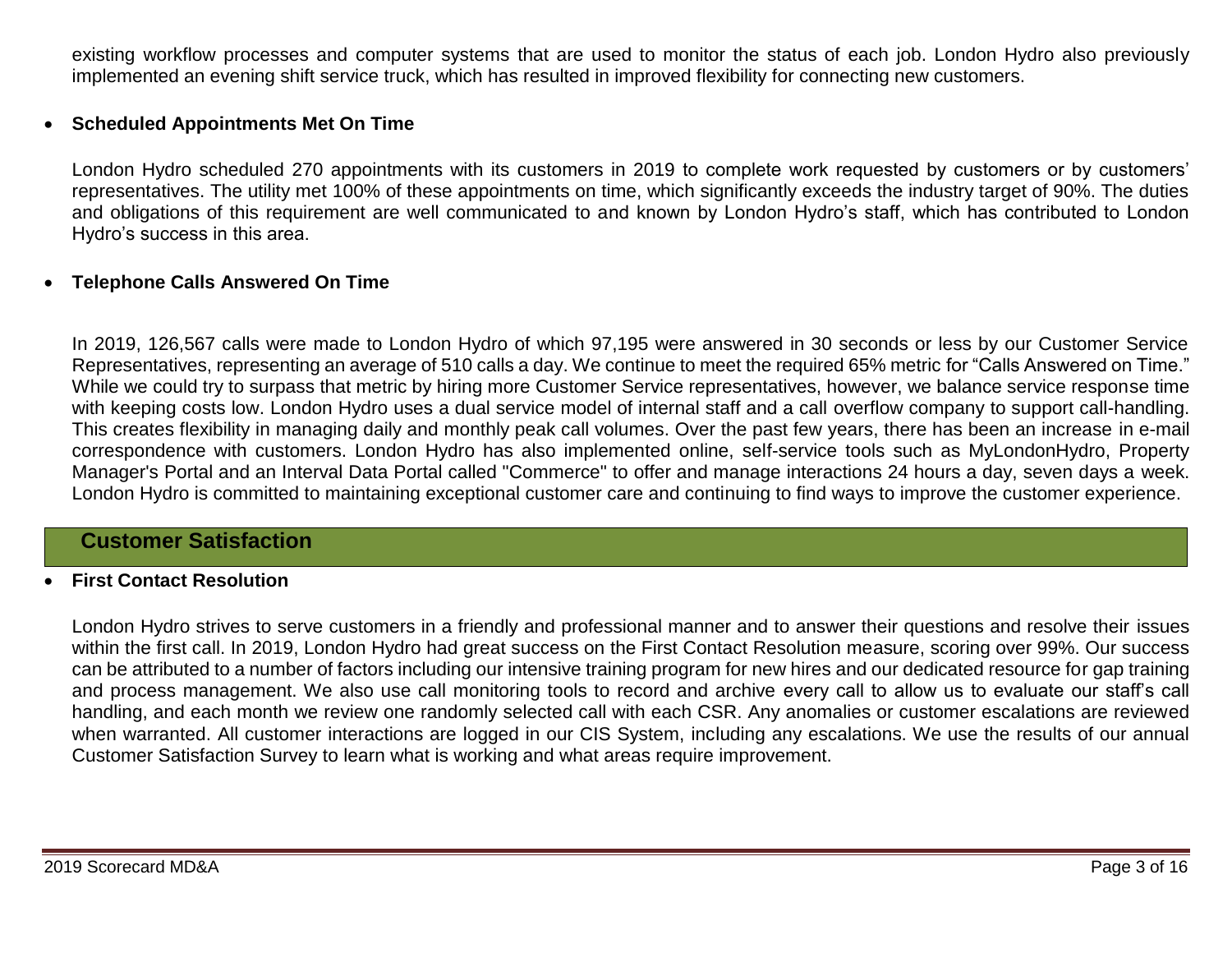existing workflow processes and computer systems that are used to monitor the status of each job. London Hydro also previously implemented an evening shift service truck, which has resulted in improved flexibility for connecting new customers.

- **Scheduled Appointments Met On Time**

  London Hydro scheduled 270 appointments with its customers in 2019 to complete work requested by customers or by customers' representatives. The utility met 100% of these appointments on time, which significantly exceeds the industry target of 90%. The duties and obligations of this requirement are well communicated to and known by London Hydro's staff, which has contributed to London Hydro's success in this area.

- **Telephone Calls Answered On Time**

  In 2019, 126,567 calls were made to London Hydro of which 97,195 were answered in 30 seconds or less by our Customer Service Representatives, representing an average of 510 calls a day. We continue to meet the required 65% metric for "Calls Answered on Time." While we could try to surpass that metric by hiring more Customer Service representatives, however, we balance service response time with keeping costs low. London Hydro uses a dual service model of internal staff and a call overflow company to support call-handling. This creates flexibility in managing daily and monthly peak call volumes. Over the past few years, there has been an increase in e-mail correspondence with customers. London Hydro has also implemented online, self-service tools such as MyLondonHydro, Property Manager's Portal and an Interval Data Portal called "Commerce" to offer and manage interactions 24 hours a day, seven days a week. London Hydro is committed to maintaining exceptional customer care and continuing to find ways to improve the customer experience.

## Customer Satisfaction

- **First Contact Resolution**

  London Hydro strives to serve customers in a friendly and professional manner and to answer their questions and resolve their issues within the first call. In 2019, London Hydro had great success on the First Contact Resolution measure, scoring over 99%. Our success can be attributed to a number of factors including our intensive training program for new hires and our dedicated resource for gap training and process management. We also use call monitoring tools to record and archive every call to allow us to evaluate our staff's call handling, and each month we review one randomly selected call with each CSR. Any anomalies or customer escalations are reviewed when warranted. All customer interactions are logged in our CIS System, including any escalations. We use the results of our annual Customer Satisfaction Survey to learn what is working and what areas require improvement.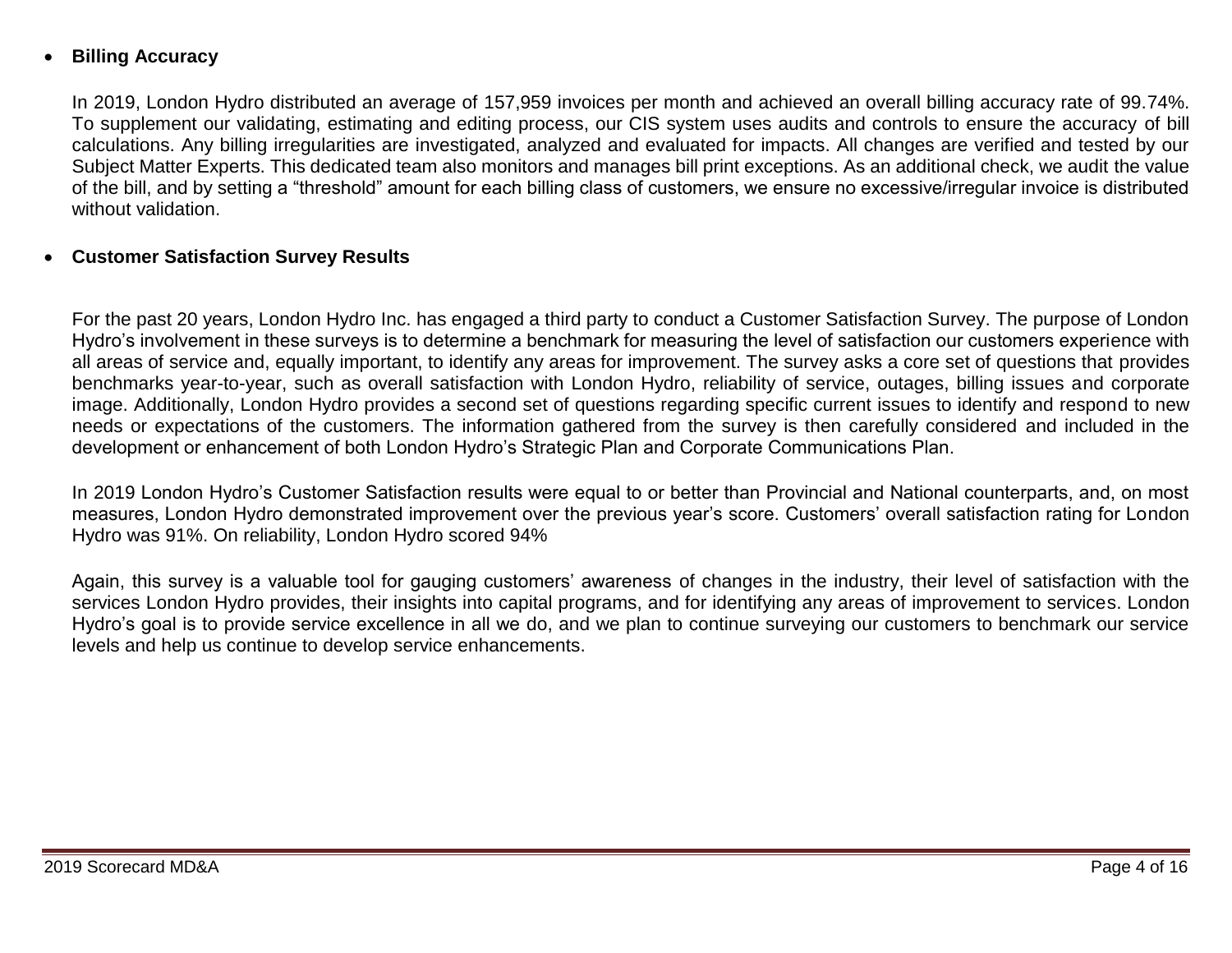- **Billing Accuracy**

  In 2019, London Hydro distributed an average of 157,959 invoices per month and achieved an overall billing accuracy rate of 99.74%. To supplement our validating, estimating and editing process, our CIS system uses audits and controls to ensure the accuracy of bill calculations. Any billing irregularities are investigated, analyzed and evaluated for impacts. All changes are verified and tested by our Subject Matter Experts. This dedicated team also monitors and manages bill print exceptions. As an additional check, we audit the value of the bill, and by setting a "threshold" amount for each billing class of customers, we ensure no excessive/irregular invoice is distributed without validation.

- **Customer Satisfaction Survey Results**

  For the past 20 years, London Hydro Inc. has engaged a third party to conduct a Customer Satisfaction Survey. The purpose of London Hydro's involvement in these surveys is to determine a benchmark for measuring the level of satisfaction our customers experience with all areas of service and, equally important, to identify any areas for improvement. The survey asks a core set of questions that provides benchmarks year-to-year, such as overall satisfaction with London Hydro, reliability of service, outages, billing issues and corporate image. Additionally, London Hydro provides a second set of questions regarding specific current issues to identify and respond to new needs or expectations of the customers. The information gathered from the survey is then carefully considered and included in the development or enhancement of both London Hydro's Strategic Plan and Corporate Communications Plan.

  In 2019 London Hydro's Customer Satisfaction results were equal to or better than Provincial and National counterparts, and, on most measures, London Hydro demonstrated improvement over the previous year's score. Customers' overall satisfaction rating for London Hydro was 91%. On reliability, London Hydro scored 94%

  Again, this survey is a valuable tool for gauging customers' awareness of changes in the industry, their level of satisfaction with the services London Hydro provides, their insights into capital programs, and for identifying any areas of improvement to services. London Hydro's goal is to provide service excellence in all we do, and we plan to continue surveying our customers to benchmark our service levels and help us continue to develop service enhancements.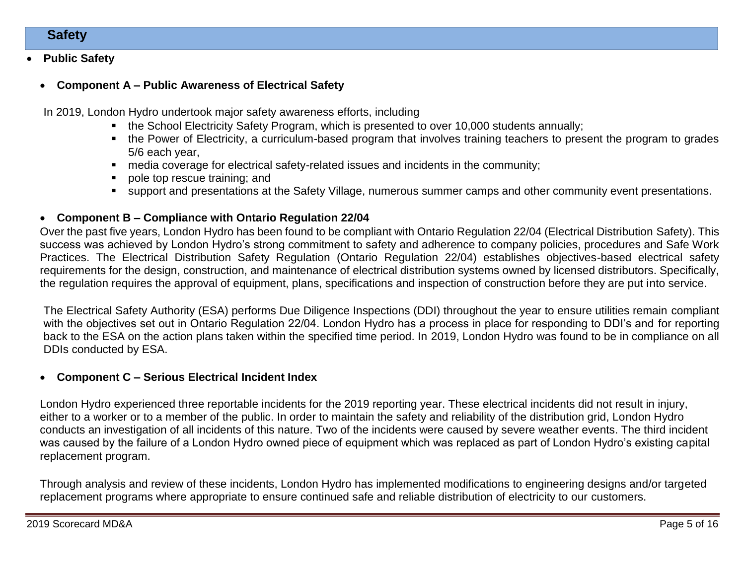## Safety

- **Public Safety**

  - **Component A – Public Awareness of Electrical Safety**

In 2019, London Hydro undertook major safety awareness efforts, including

- the School Electricity Safety Program, which is presented to over 10,000 students annually;
- the Power of Electricity, a curriculum-based program that involves training teachers to present the program to grades 5/6 each year,
- media coverage for electrical safety-related issues and incidents in the community;
- pole top rescue training; and
- support and presentations at the Safety Village, numerous summer camps and other community event presentations.

- **Component B – Compliance with Ontario Regulation 22/04**

Over the past five years, London Hydro has been found to be compliant with Ontario Regulation 22/04 (Electrical Distribution Safety). This success was achieved by London Hydro's strong commitment to safety and adherence to company policies, procedures and Safe Work Practices. The Electrical Distribution Safety Regulation (Ontario Regulation 22/04) establishes objectives-based electrical safety requirements for the design, construction, and maintenance of electrical distribution systems owned by licensed distributors. Specifically, the regulation requires the approval of equipment, plans, specifications and inspection of construction before they are put into service.

The Electrical Safety Authority (ESA) performs Due Diligence Inspections (DDI) throughout the year to ensure utilities remain compliant with the objectives set out in Ontario Regulation 22/04. London Hydro has a process in place for responding to DDI's and for reporting back to the ESA on the action plans taken within the specified time period. In 2019, London Hydro was found to be in compliance on all DDIs conducted by ESA.

- **Component C – Serious Electrical Incident Index**

London Hydro experienced three reportable incidents for the 2019 reporting year. These electrical incidents did not result in injury, either to a worker or to a member of the public. In order to maintain the safety and reliability of the distribution grid, London Hydro conducts an investigation of all incidents of this nature. Two of the incidents were caused by severe weather events. The third incident was caused by the failure of a London Hydro owned piece of equipment which was replaced as part of London Hydro's existing capital replacement program.

Through analysis and review of these incidents, London Hydro has implemented modifications to engineering designs and/or targeted replacement programs where appropriate to ensure continued safe and reliable distribution of electricity to our customers.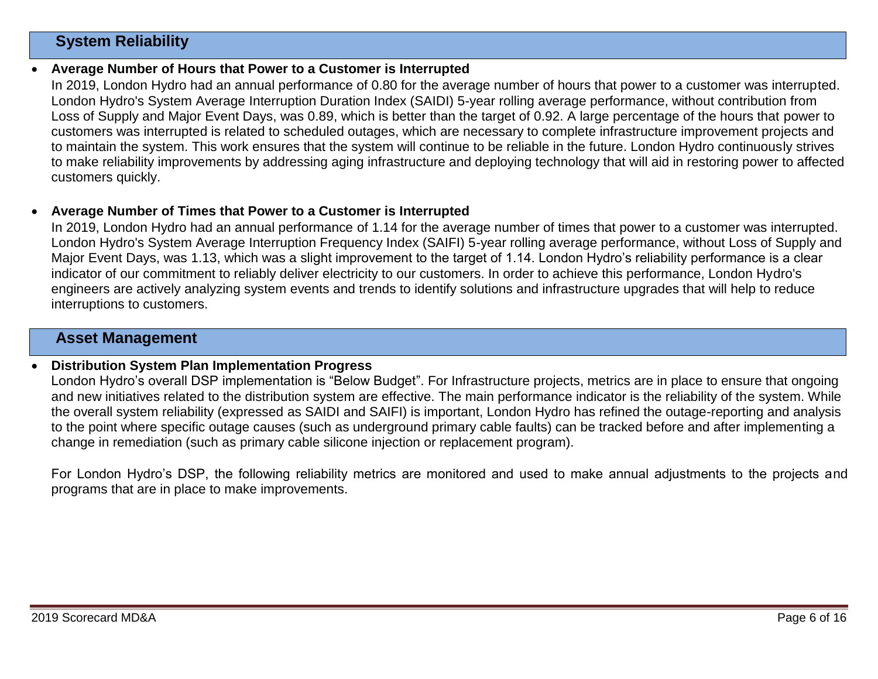## System Reliability

- **Average Number of Hours that Power to a Customer is Interrupted**

  In 2019, London Hydro had an annual performance of 0.80 for the average number of hours that power to a customer was interrupted. London Hydro's System Average Interruption Duration Index (SAIDI) 5-year rolling average performance, without contribution from Loss of Supply and Major Event Days, was 0.89, which is better than the target of 0.92. A large percentage of the hours that power to customers was interrupted is related to scheduled outages, which are necessary to complete infrastructure improvement projects and to maintain the system. This work ensures that the system will continue to be reliable in the future. London Hydro continuously strives to make reliability improvements by addressing aging infrastructure and deploying technology that will aid in restoring power to affected customers quickly.

- **Average Number of Times that Power to a Customer is Interrupted**

  In 2019, London Hydro had an annual performance of 1.14 for the average number of times that power to a customer was interrupted. London Hydro's System Average Interruption Frequency Index (SAIFI) 5-year rolling average performance, without Loss of Supply and Major Event Days, was 1.13, which was a slight improvement to the target of 1.14. London Hydro's reliability performance is a clear indicator of our commitment to reliably deliver electricity to our customers. In order to achieve this performance, London Hydro's engineers are actively analyzing system events and trends to identify solutions and infrastructure upgrades that will help to reduce interruptions to customers.

## Asset Management

- **Distribution System Plan Implementation Progress**

  London Hydro's overall DSP implementation is "Below Budget". For Infrastructure projects, metrics are in place to ensure that ongoing and new initiatives related to the distribution system are effective. The main performance indicator is the reliability of the system. While the overall system reliability (expressed as SAIDI and SAIFI) is important, London Hydro has refined the outage-reporting and analysis to the point where specific outage causes (such as underground primary cable faults) can be tracked before and after implementing a change in remediation (such as primary cable silicone injection or replacement program).

  For London Hydro's DSP, the following reliability metrics are monitored and used to make annual adjustments to the projects and programs that are in place to make improvements.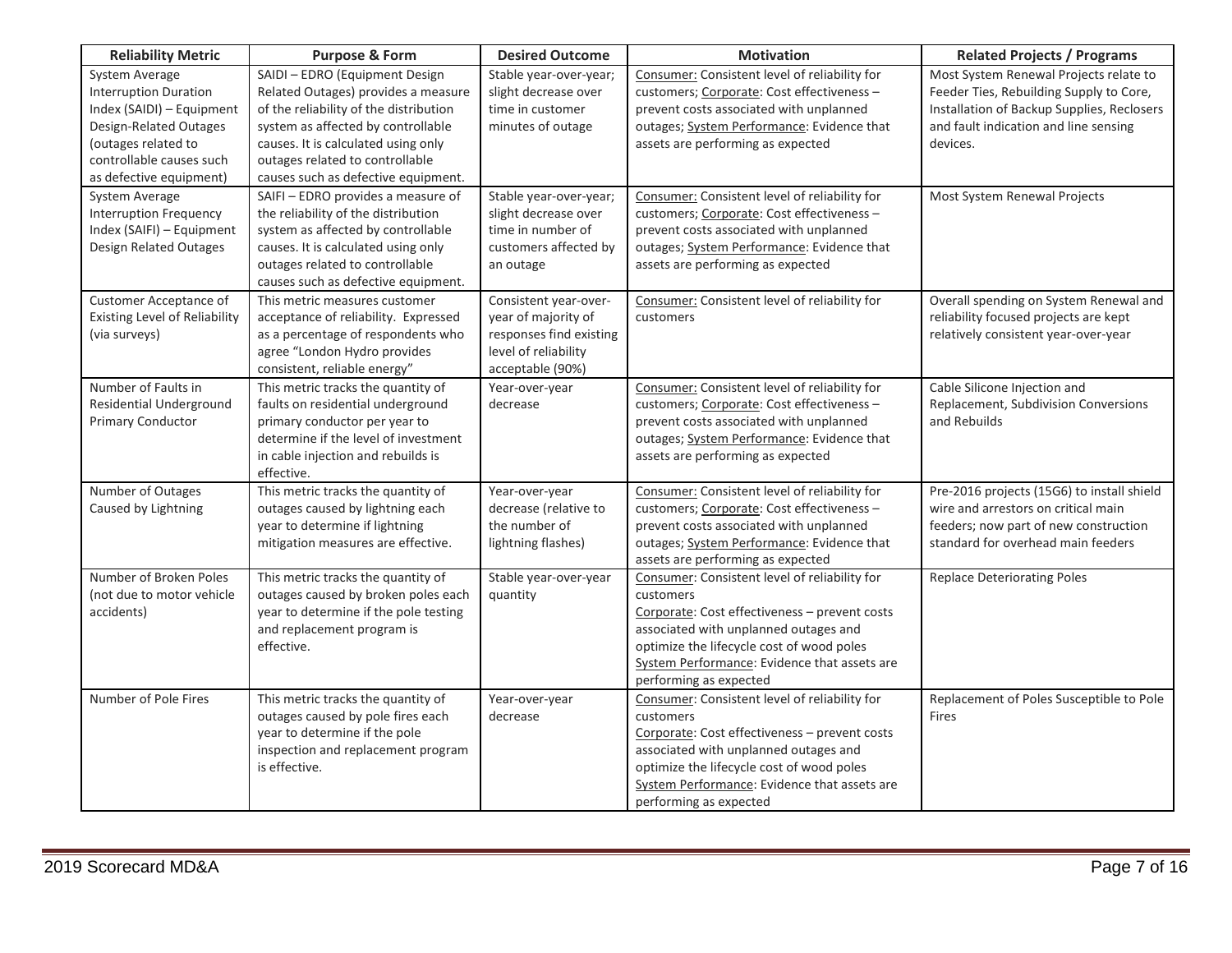| Reliability Metric | Purpose & Form | Desired Outcome | Motivation | Related Projects / Programs |
| --- | --- | --- | --- | --- |
| System Average Interruption Duration Index (SAIDI) – Equipment Design-Related Outages (outages related to controllable causes such as defective equipment) | SAIDI – EDRO (Equipment Design Related Outages) provides a measure of the reliability of the distribution system as affected by controllable causes. It is calculated using only outages related to controllable causes such as defective equipment. | Stable year-over-year; slight decrease over time in customer minutes of outage | Consumer: Consistent level of reliability for customers; Corporate: Cost effectiveness – prevent costs associated with unplanned outages; System Performance: Evidence that assets are performing as expected | Most System Renewal Projects relate to Feeder Ties, Rebuilding Supply to Core, Installation of Backup Supplies, Reclosers and fault indication and line sensing devices. |
| System Average Interruption Frequency Index (SAIFI) – Equipment Design Related Outages | SAIFI – EDRO provides a measure of the reliability of the distribution system as affected by controllable causes. It is calculated using only outages related to controllable causes such as defective equipment. | Stable year-over-year; slight decrease over time in number of customers affected by an outage | Consumer: Consistent level of reliability for customers; Corporate: Cost effectiveness – prevent costs associated with unplanned outages; System Performance: Evidence that assets are performing as expected | Most System Renewal Projects |
| Customer Acceptance of Existing Level of Reliability (via surveys) | This metric measures customer acceptance of reliability. Expressed as a percentage of respondents who agree "London Hydro provides consistent, reliable energy" | Consistent year-over-year of majority of responses find existing level of reliability acceptable (90%) | Consumer: Consistent level of reliability for customers | Overall spending on System Renewal and reliability focused projects are kept relatively consistent year-over-year |
| Number of Faults in Residential Underground Primary Conductor | This metric tracks the quantity of faults on residential underground primary conductor per year to determine if the level of investment in cable injection and rebuilds is effective. | Year-over-year decrease | Consumer: Consistent level of reliability for customers; Corporate: Cost effectiveness – prevent costs associated with unplanned outages; System Performance: Evidence that assets are performing as expected | Cable Silicone Injection and Replacement, Subdivision Conversions and Rebuilds |
| Number of Outages Caused by Lightning | This metric tracks the quantity of outages caused by lightning each year to determine if lightning mitigation measures are effective. | Year-over-year decrease (relative to the number of lightning flashes) | Consumer: Consistent level of reliability for customers; Corporate: Cost effectiveness – prevent costs associated with unplanned outages; System Performance: Evidence that assets are performing as expected | Pre-2016 projects (15G6) to install shield wire and arrestors on critical main feeders; now part of new construction standard for overhead main feeders |
| Number of Broken Poles (not due to motor vehicle accidents) | This metric tracks the quantity of outages caused by broken poles each year to determine if the pole testing and replacement program is effective. | Stable year-over-year quantity | Consumer: Consistent level of reliability for customers<br>Corporate: Cost effectiveness – prevent costs associated with unplanned outages and optimize the lifecycle cost of wood poles<br>System Performance: Evidence that assets are performing as expected | Replace Deteriorating Poles |
| Number of Pole Fires | This metric tracks the quantity of outages caused by pole fires each year to determine if the pole inspection and replacement program is effective. | Year-over-year decrease | Consumer: Consistent level of reliability for customers<br>Corporate: Cost effectiveness – prevent costs associated with unplanned outages and optimize the lifecycle cost of wood poles<br>System Performance: Evidence that assets are performing as expected | Replacement of Poles Susceptible to Pole Fires |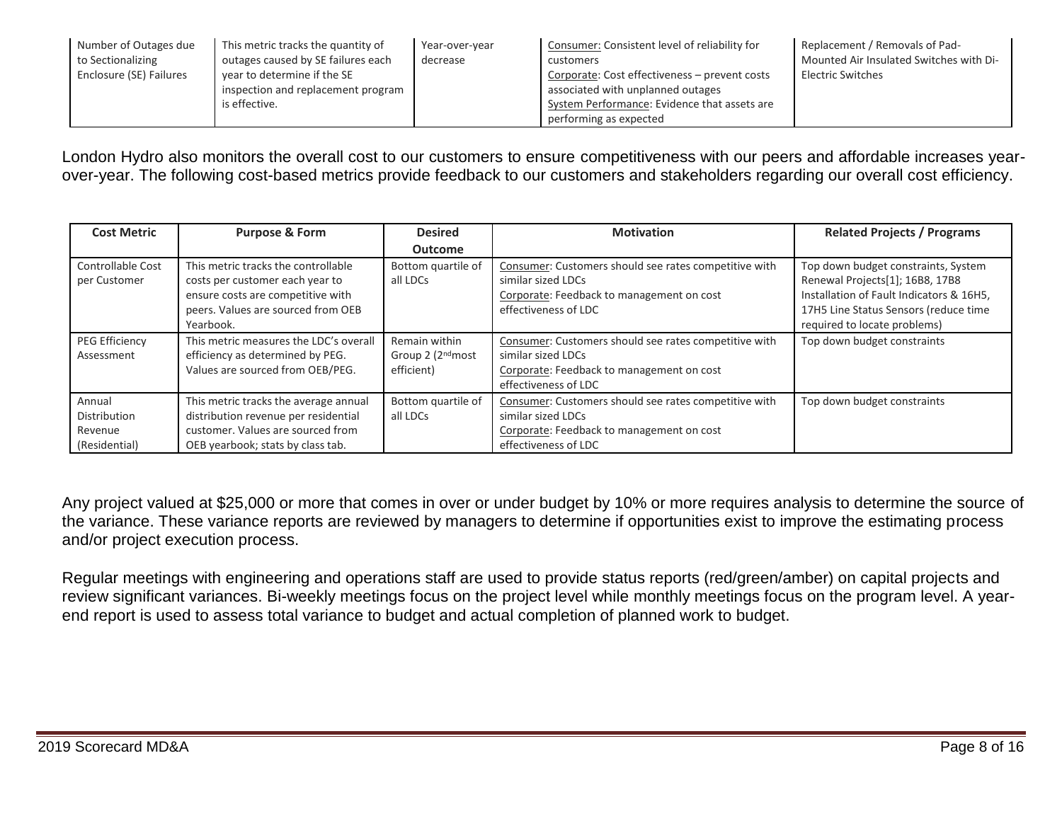| Number of Outages due to Sectionalizing Enclosure (SE) Failures | This metric tracks the quantity of outages caused by SE failures each year to determine if the SE inspection and replacement program is effective. | Year-over-year decrease | Consumer: Consistent level of reliability for customers<br>Corporate: Cost effectiveness – prevent costs associated with unplanned outages<br>System Performance: Evidence that assets are performing as expected | Replacement / Removals of Pad-Mounted Air Insulated Switches with Di-Electric Switches |
|---|---|---|---|---|

London Hydro also monitors the overall cost to our customers to ensure competitiveness with our peers and affordable increases year-over-year. The following cost-based metrics provide feedback to our customers and stakeholders regarding our overall cost efficiency.

| Cost Metric | Purpose & Form | Desired Outcome | Motivation | Related Projects / Programs |
|---|---|---|---|---|
| Controllable Cost per Customer | This metric tracks the controllable costs per customer each year to ensure costs are competitive with peers. Values are sourced from OEB Yearbook. | Bottom quartile of all LDCs | Consumer: Customers should see rates competitive with similar sized LDCs<br>Corporate: Feedback to management on cost effectiveness of LDC | Top down budget constraints, System Renewal Projects[1]; 16B8, 17B8 Installation of Fault Indicators & 16H5, 17H5 Line Status Sensors (reduce time required to locate problems) |
| PEG Efficiency Assessment | This metric measures the LDC's overall efficiency as determined by PEG. Values are sourced from OEB/PEG. | Remain within Group 2 (2nd most efficient) | Consumer: Customers should see rates competitive with similar sized LDCs<br>Corporate: Feedback to management on cost effectiveness of LDC | Top down budget constraints |
| Annual Distribution Revenue (Residential) | This metric tracks the average annual distribution revenue per residential customer. Values are sourced from OEB yearbook; stats by class tab. | Bottom quartile of all LDCs | Consumer: Customers should see rates competitive with similar sized LDCs<br>Corporate: Feedback to management on cost effectiveness of LDC | Top down budget constraints |

Any project valued at $25,000 or more that comes in over or under budget by 10% or more requires analysis to determine the source of the variance. These variance reports are reviewed by managers to determine if opportunities exist to improve the estimating process and/or project execution process.

Regular meetings with engineering and operations staff are used to provide status reports (red/green/amber) on capital projects and review significant variances. Bi-weekly meetings focus on the project level while monthly meetings focus on the program level. A year-end report is used to assess total variance to budget and actual completion of planned work to budget.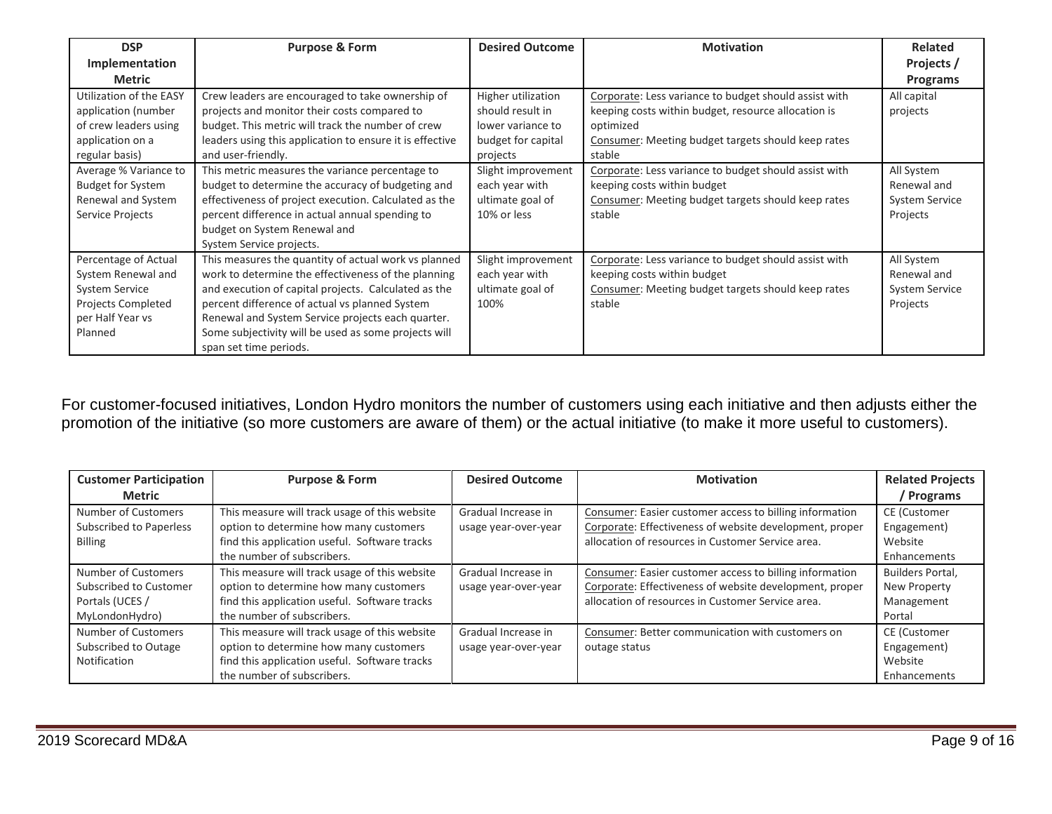| DSP Implementation Metric | Purpose & Form | Desired Outcome | Motivation | Related Projects / Programs |
| --- | --- | --- | --- | --- |
| Utilization of the EASY application (number of crew leaders using application on a regular basis) | Crew leaders are encouraged to take ownership of projects and monitor their costs compared to budget. This metric will track the number of crew leaders using this application to ensure it is effective and user-friendly. | Higher utilization should result in lower variance to budget for capital projects | Corporate: Less variance to budget should assist with keeping costs within budget, resource allocation is optimized<br>Consumer: Meeting budget targets should keep rates stable | All capital projects |
| Average % Variance to Budget for System Renewal and System Service Projects | This metric measures the variance percentage to budget to determine the accuracy of budgeting and effectiveness of project execution. Calculated as the percent difference in actual annual spending to budget on System Renewal and System Service projects. | Slight improvement each year with ultimate goal of 10% or less | Corporate: Less variance to budget should assist with keeping costs within budget<br>Consumer: Meeting budget targets should keep rates stable | All System Renewal and System Service Projects |
| Percentage of Actual System Renewal and System Service Projects Completed per Half Year vs Planned | This measures the quantity of actual work vs planned work to determine the effectiveness of the planning and execution of capital projects. Calculated as the percent difference of actual vs planned System Renewal and System Service projects each quarter. Some subjectivity will be used as some projects will span set time periods. | Slight improvement each year with ultimate goal of 100% | Corporate: Less variance to budget should assist with keeping costs within budget<br>Consumer: Meeting budget targets should keep rates stable | All System Renewal and System Service Projects |

For customer-focused initiatives, London Hydro monitors the number of customers using each initiative and then adjusts either the promotion of the initiative (so more customers are aware of them) or the actual initiative (to make it more useful to customers).

| Customer Participation Metric | Purpose & Form | Desired Outcome | Motivation | Related Projects / Programs |
| --- | --- | --- | --- | --- |
| Number of Customers Subscribed to Paperless Billing | This measure will track usage of this website option to determine how many customers find this application useful. Software tracks the number of subscribers. | Gradual Increase in usage year-over-year | Consumer: Easier customer access to billing information<br>Corporate: Effectiveness of website development, proper allocation of resources in Customer Service area. | CE (Customer Engagement) Website Enhancements |
| Number of Customers Subscribed to Customer Portals (UCES / MyLondonHydro) | This measure will track usage of this website option to determine how many customers find this application useful. Software tracks the number of subscribers. | Gradual Increase in usage year-over-year | Consumer: Easier customer access to billing information<br>Corporate: Effectiveness of website development, proper allocation of resources in Customer Service area. | Builders Portal, New Property Management Portal |
| Number of Customers Subscribed to Outage Notification | This measure will track usage of this website option to determine how many customers find this application useful. Software tracks the number of subscribers. | Gradual Increase in usage year-over-year | Consumer: Better communication with customers on outage status | CE (Customer Engagement) Website Enhancements |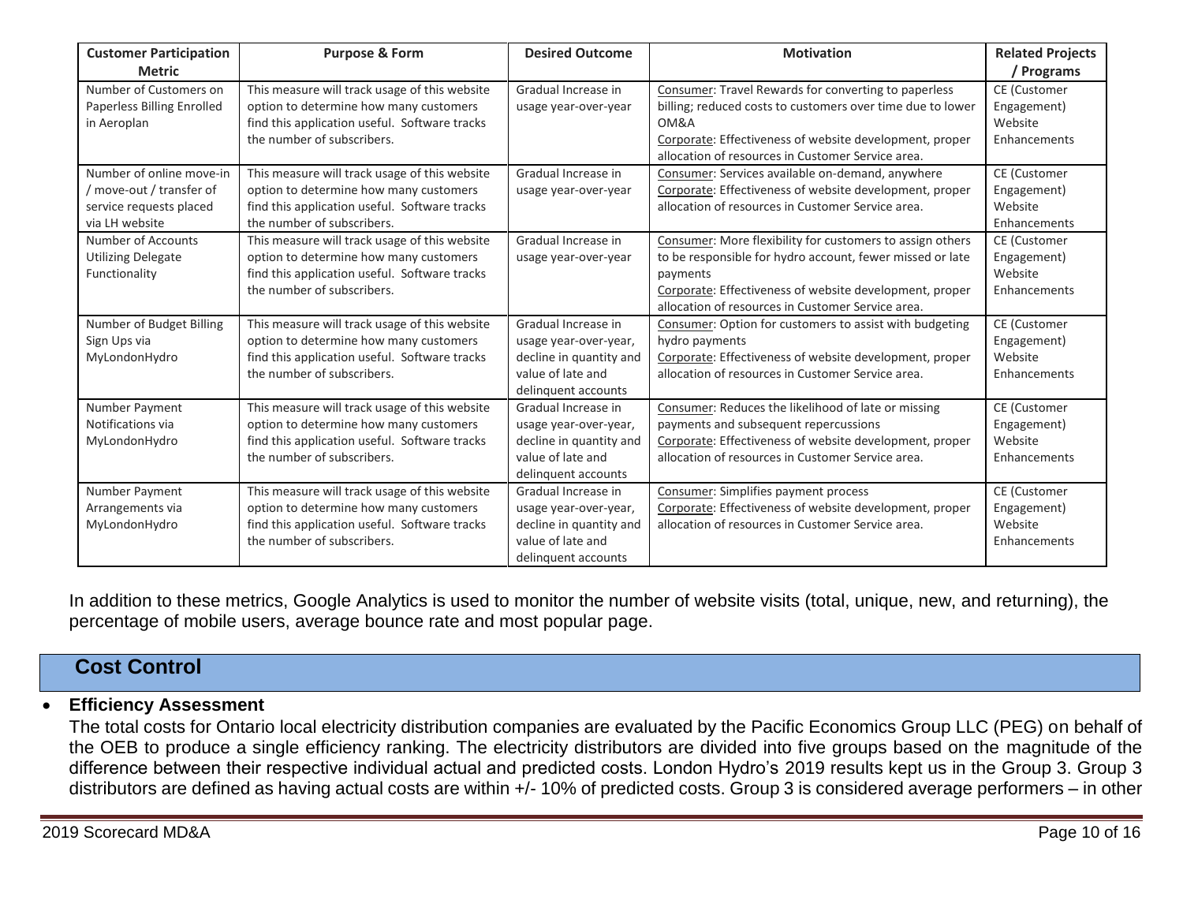| Customer Participation Metric | Purpose & Form | Desired Outcome | Motivation | Related Projects / Programs |
|---|---|---|---|---|
| Number of Customers on Paperless Billing Enrolled in Aeroplan | This measure will track usage of this website option to determine how many customers find this application useful. Software tracks the number of subscribers. | Gradual Increase in usage year-over-year | Consumer: Travel Rewards for converting to paperless billing; reduced costs to customers over time due to lower OM&A<br>Corporate: Effectiveness of website development, proper allocation of resources in Customer Service area. | CE (Customer Engagement) Website Enhancements |
| Number of online move-in / move-out / transfer of service requests placed via LH website | This measure will track usage of this website option to determine how many customers find this application useful. Software tracks the number of subscribers. | Gradual Increase in usage year-over-year | Consumer: Services available on-demand, anywhere<br>Corporate: Effectiveness of website development, proper allocation of resources in Customer Service area. | CE (Customer Engagement) Website Enhancements |
| Number of Accounts Utilizing Delegate Functionality | This measure will track usage of this website option to determine how many customers find this application useful. Software tracks the number of subscribers. | Gradual Increase in usage year-over-year | Consumer: More flexibility for customers to assign others to be responsible for hydro account, fewer missed or late payments<br>Corporate: Effectiveness of website development, proper allocation of resources in Customer Service area. | CE (Customer Engagement) Website Enhancements |
| Number of Budget Billing Sign Ups via MyLondonHydro | This measure will track usage of this website option to determine how many customers find this application useful. Software tracks the number of subscribers. | Gradual Increase in usage year-over-year, decline in quantity and value of late and delinquent accounts | Consumer: Option for customers to assist with budgeting hydro payments<br>Corporate: Effectiveness of website development, proper allocation of resources in Customer Service area. | CE (Customer Engagement) Website Enhancements |
| Number Payment Notifications via MyLondonHydro | This measure will track usage of this website option to determine how many customers find this application useful. Software tracks the number of subscribers. | Gradual Increase in usage year-over-year, decline in quantity and value of late and delinquent accounts | Consumer: Reduces the likelihood of late or missing payments and subsequent repercussions<br>Corporate: Effectiveness of website development, proper allocation of resources in Customer Service area. | CE (Customer Engagement) Website Enhancements |
| Number Payment Arrangements via MyLondonHydro | This measure will track usage of this website option to determine how many customers find this application useful. Software tracks the number of subscribers. | Gradual Increase in usage year-over-year, decline in quantity and value of late and delinquent accounts | Consumer: Simplifies payment process<br>Corporate: Effectiveness of website development, proper allocation of resources in Customer Service area. | CE (Customer Engagement) Website Enhancements |

In addition to these metrics, Google Analytics is used to monitor the number of website visits (total, unique, new, and returning), the percentage of mobile users, average bounce rate and most popular page.

## Cost Control

- **Efficiency Assessment**

  The total costs for Ontario local electricity distribution companies are evaluated by the Pacific Economics Group LLC (PEG) on behalf of the OEB to produce a single efficiency ranking. The electricity distributors are divided into five groups based on the magnitude of the difference between their respective individual actual and predicted costs. London Hydro's 2019 results kept us in the Group 3. Group 3 distributors are defined as having actual costs are within +/- 10% of predicted costs. Group 3 is considered average performers – in other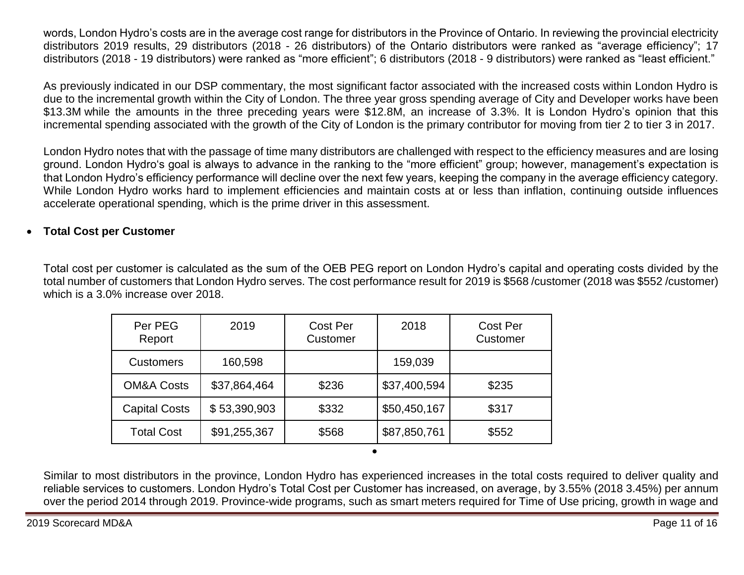words, London Hydro's costs are in the average cost range for distributors in the Province of Ontario. In reviewing the provincial electricity distributors 2019 results, 29 distributors (2018 - 26 distributors) of the Ontario distributors were ranked as "average efficiency"; 17 distributors (2018 - 19 distributors) were ranked as "more efficient"; 6 distributors (2018 - 9 distributors) were ranked as "least efficient."

As previously indicated in our DSP commentary, the most significant factor associated with the increased costs within London Hydro is due to the incremental growth within the City of London. The three year gross spending average of City and Developer works have been $13.3M while the amounts in the three preceding years were $12.8M, an increase of 3.3%. It is London Hydro's opinion that this incremental spending associated with the growth of the City of London is the primary contributor for moving from tier 2 to tier 3 in 2017.

London Hydro notes that with the passage of time many distributors are challenged with respect to the efficiency measures and are losing ground. London Hydro's goal is always to advance in the ranking to the "more efficient" group; however, management's expectation is that London Hydro's efficiency performance will decline over the next few years, keeping the company in the average efficiency category. While London Hydro works hard to implement efficiencies and maintain costs at or less than inflation, continuing outside influences accelerate operational spending, which is the prime driver in this assessment.

- **Total Cost per Customer**

Total cost per customer is calculated as the sum of the OEB PEG report on London Hydro's capital and operating costs divided by the total number of customers that London Hydro serves. The cost performance result for 2019 is $568 /customer (2018 was $552 /customer) which is a 3.0% increase over 2018.

| Per PEG Report | 2019 | Cost Per Customer | 2018 | Cost Per Customer |
|---|---|---|---|---|
| Customers | 160,598 | | 159,039 | |
| OM&A Costs | $37,864,464 | $236 | $37,400,594 | $235 |
| Capital Costs | $ 53,390,903 | $332 | $50,450,167 | $317 |
| Total Cost | $91,255,367 | $568 | $87,850,761 | $552 |

Similar to most distributors in the province, London Hydro has experienced increases in the total costs required to deliver quality and reliable services to customers. London Hydro's Total Cost per Customer has increased, on average, by 3.55% (2018 3.45%) per annum over the period 2014 through 2019. Province-wide programs, such as smart meters required for Time of Use pricing, growth in wage and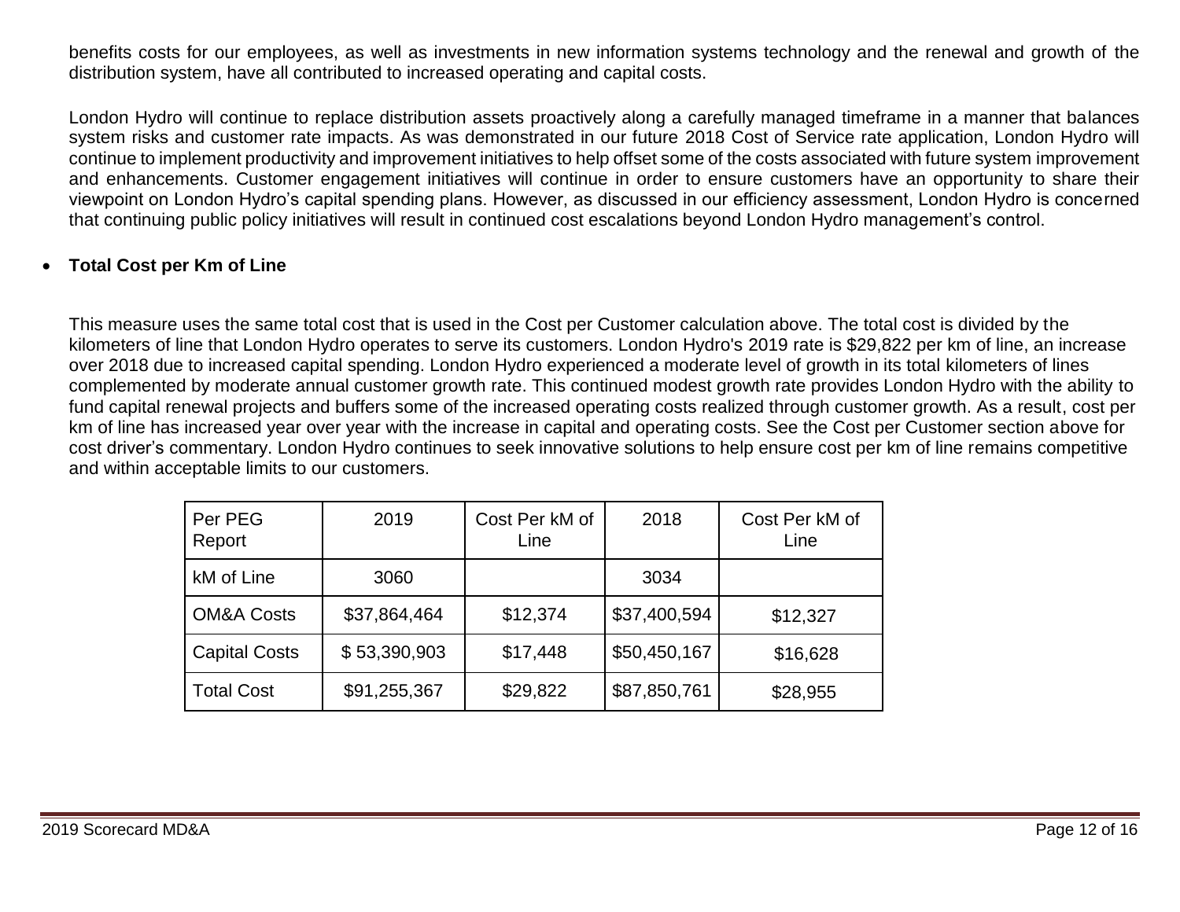benefits costs for our employees, as well as investments in new information systems technology and the renewal and growth of the distribution system, have all contributed to increased operating and capital costs.

London Hydro will continue to replace distribution assets proactively along a carefully managed timeframe in a manner that balances system risks and customer rate impacts. As was demonstrated in our future 2018 Cost of Service rate application, London Hydro will continue to implement productivity and improvement initiatives to help offset some of the costs associated with future system improvement and enhancements. Customer engagement initiatives will continue in order to ensure customers have an opportunity to share their viewpoint on London Hydro's capital spending plans. However, as discussed in our efficiency assessment, London Hydro is concerned that continuing public policy initiatives will result in continued cost escalations beyond London Hydro management's control.

- **Total Cost per Km of Line**

This measure uses the same total cost that is used in the Cost per Customer calculation above. The total cost is divided by the kilometers of line that London Hydro operates to serve its customers. London Hydro's 2019 rate is $29,822 per km of line, an increase over 2018 due to increased capital spending. London Hydro experienced a moderate level of growth in its total kilometers of lines complemented by moderate annual customer growth rate. This continued modest growth rate provides London Hydro with the ability to fund capital renewal projects and buffers some of the increased operating costs realized through customer growth. As a result, cost per km of line has increased year over year with the increase in capital and operating costs. See the Cost per Customer section above for cost driver's commentary. London Hydro continues to seek innovative solutions to help ensure cost per km of line remains competitive and within acceptable limits to our customers.

| Per PEG Report | 2019 | Cost Per kM of Line | 2018 | Cost Per kM of Line |
|---|---|---|---|---|
| kM of Line | 3060 | | 3034 | |
| OM&A Costs | $37,864,464 | $12,374 | $37,400,594 | $12,327 |
| Capital Costs | $ 53,390,903 | $17,448 | $50,450,167 | $16,628 |
| Total Cost | $91,255,367 | $29,822 | $87,850,761 | $28,955 |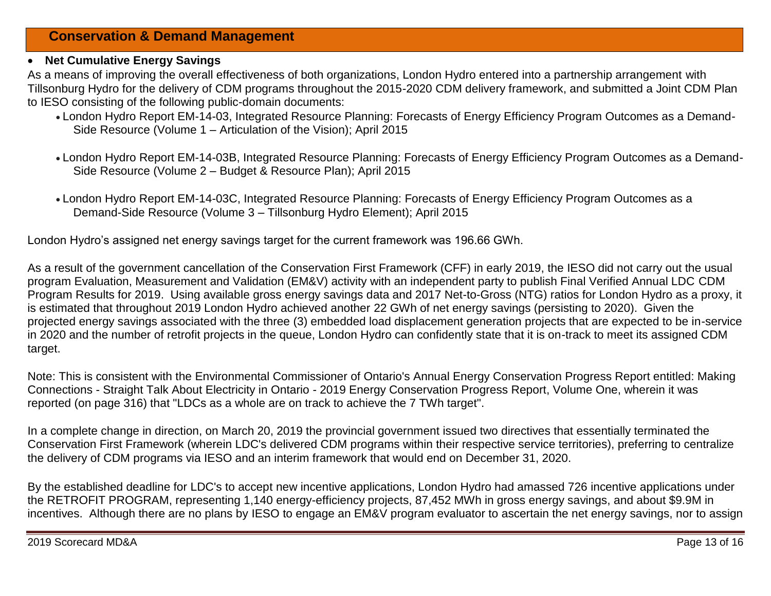## Conservation & Demand Management

- **Net Cumulative Energy Savings**

As a means of improving the overall effectiveness of both organizations, London Hydro entered into a partnership arrangement with Tillsonburg Hydro for the delivery of CDM programs throughout the 2015-2020 CDM delivery framework, and submitted a Joint CDM Plan to IESO consisting of the following public-domain documents:

- London Hydro Report EM-14-03, Integrated Resource Planning: Forecasts of Energy Efficiency Program Outcomes as a Demand-Side Resource (Volume 1 – Articulation of the Vision); April 2015
- London Hydro Report EM-14-03B, Integrated Resource Planning: Forecasts of Energy Efficiency Program Outcomes as a Demand-Side Resource (Volume 2 – Budget & Resource Plan); April 2015
- London Hydro Report EM-14-03C, Integrated Resource Planning: Forecasts of Energy Efficiency Program Outcomes as a Demand-Side Resource (Volume 3 – Tillsonburg Hydro Element); April 2015

London Hydro's assigned net energy savings target for the current framework was 196.66 GWh.

As a result of the government cancellation of the Conservation First Framework (CFF) in early 2019, the IESO did not carry out the usual program Evaluation, Measurement and Validation (EM&V) activity with an independent party to publish Final Verified Annual LDC CDM Program Results for 2019. Using available gross energy savings data and 2017 Net-to-Gross (NTG) ratios for London Hydro as a proxy, it is estimated that throughout 2019 London Hydro achieved another 22 GWh of net energy savings (persisting to 2020). Given the projected energy savings associated with the three (3) embedded load displacement generation projects that are expected to be in-service in 2020 and the number of retrofit projects in the queue, London Hydro can confidently state that it is on-track to meet its assigned CDM target.

Note: This is consistent with the Environmental Commissioner of Ontario's Annual Energy Conservation Progress Report entitled: Making Connections - Straight Talk About Electricity in Ontario - 2019 Energy Conservation Progress Report, Volume One, wherein it was reported (on page 316) that "LDCs as a whole are on track to achieve the 7 TWh target".

In a complete change in direction, on March 20, 2019 the provincial government issued two directives that essentially terminated the Conservation First Framework (wherein LDC's delivered CDM programs within their respective service territories), preferring to centralize the delivery of CDM programs via IESO and an interim framework that would end on December 31, 2020.

By the established deadline for LDC's to accept new incentive applications, London Hydro had amassed 726 incentive applications under the RETROFIT PROGRAM, representing 1,140 energy-efficiency projects, 87,452 MWh in gross energy savings, and about $9.9M in incentives. Although there are no plans by IESO to engage an EM&V program evaluator to ascertain the net energy savings, nor to assign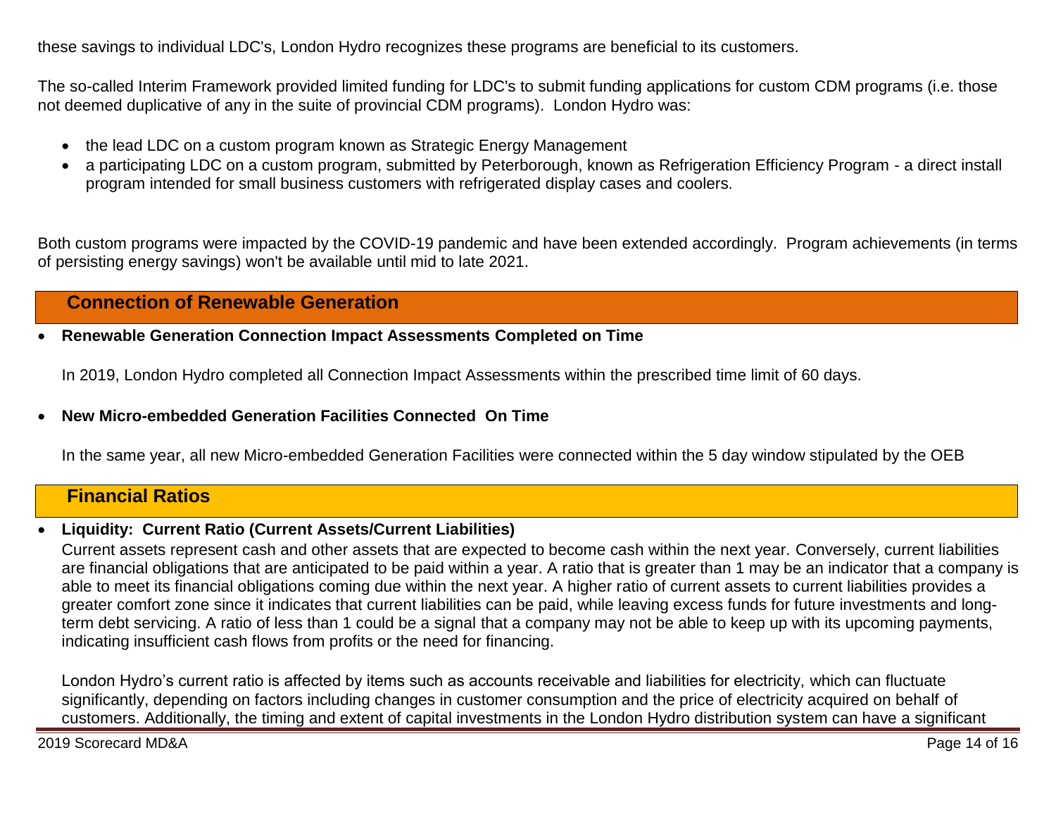these savings to individual LDC's, London Hydro recognizes these programs are beneficial to its customers.

The so-called Interim Framework provided limited funding for LDC's to submit funding applications for custom CDM programs (i.e. those not deemed duplicative of any in the suite of provincial CDM programs). London Hydro was:

- the lead LDC on a custom program known as Strategic Energy Management
- a participating LDC on a custom program, submitted by Peterborough, known as Refrigeration Efficiency Program - a direct install program intended for small business customers with refrigerated display cases and coolers.

Both custom programs were impacted by the COVID-19 pandemic and have been extended accordingly. Program achievements (in terms of persisting energy savings) won't be available until mid to late 2021.

## Connection of Renewable Generation

- **Renewable Generation Connection Impact Assessments Completed on Time**

  In 2019, London Hydro completed all Connection Impact Assessments within the prescribed time limit of 60 days.

- **New Micro-embedded Generation Facilities Connected On Time**

  In the same year, all new Micro-embedded Generation Facilities were connected within the 5 day window stipulated by the OEB

## Financial Ratios

- **Liquidity: Current Ratio (Current Assets/Current Liabilities)**

  Current assets represent cash and other assets that are expected to become cash within the next year. Conversely, current liabilities are financial obligations that are anticipated to be paid within a year. A ratio that is greater than 1 may be an indicator that a company is able to meet its financial obligations coming due within the next year. A higher ratio of current assets to current liabilities provides a greater comfort zone since it indicates that current liabilities can be paid, while leaving excess funds for future investments and long-term debt servicing. A ratio of less than 1 could be a signal that a company may not be able to keep up with its upcoming payments, indicating insufficient cash flows from profits or the need for financing.

  London Hydro's current ratio is affected by items such as accounts receivable and liabilities for electricity, which can fluctuate significantly, depending on factors including changes in customer consumption and the price of electricity acquired on behalf of customers. Additionally, the timing and extent of capital investments in the London Hydro distribution system can have a significant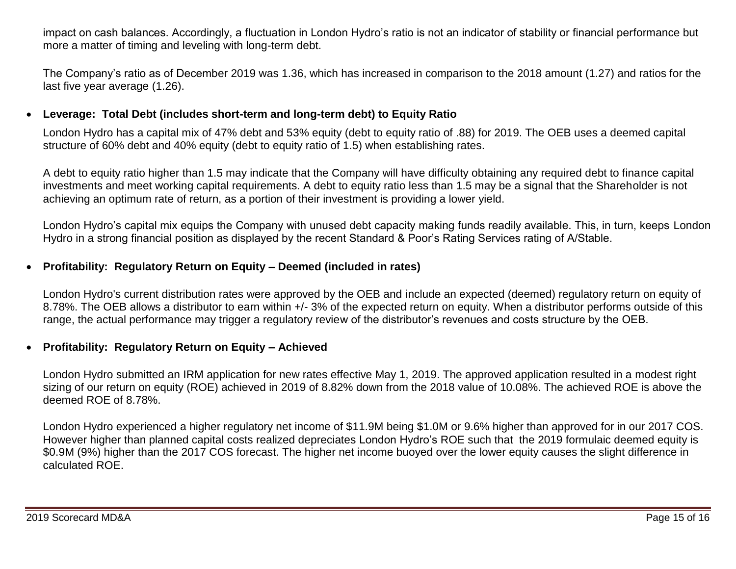impact on cash balances. Accordingly, a fluctuation in London Hydro's ratio is not an indicator of stability or financial performance but more a matter of timing and leveling with long-term debt.

The Company's ratio as of December 2019 was 1.36, which has increased in comparison to the 2018 amount (1.27) and ratios for the last five year average (1.26).

- **Leverage: Total Debt (includes short-term and long-term debt) to Equity Ratio**

  London Hydro has a capital mix of 47% debt and 53% equity (debt to equity ratio of .88) for 2019. The OEB uses a deemed capital structure of 60% debt and 40% equity (debt to equity ratio of 1.5) when establishing rates.

  A debt to equity ratio higher than 1.5 may indicate that the Company will have difficulty obtaining any required debt to finance capital investments and meet working capital requirements. A debt to equity ratio less than 1.5 may be a signal that the Shareholder is not achieving an optimum rate of return, as a portion of their investment is providing a lower yield.

  London Hydro's capital mix equips the Company with unused debt capacity making funds readily available. This, in turn, keeps London Hydro in a strong financial position as displayed by the recent Standard & Poor's Rating Services rating of A/Stable.

- **Profitability: Regulatory Return on Equity – Deemed (included in rates)**

  London Hydro's current distribution rates were approved by the OEB and include an expected (deemed) regulatory return on equity of 8.78%. The OEB allows a distributor to earn within +/- 3% of the expected return on equity. When a distributor performs outside of this range, the actual performance may trigger a regulatory review of the distributor's revenues and costs structure by the OEB.

- **Profitability: Regulatory Return on Equity – Achieved**

  London Hydro submitted an IRM application for new rates effective May 1, 2019. The approved application resulted in a modest right sizing of our return on equity (ROE) achieved in 2019 of 8.82% down from the 2018 value of 10.08%. The achieved ROE is above the deemed ROE of 8.78%.

  London Hydro experienced a higher regulatory net income of \$11.9M being \$1.0M or 9.6% higher than approved for in our 2017 COS. However higher than planned capital costs realized depreciates London Hydro's ROE such that the 2019 formulaic deemed equity is \$0.9M (9%) higher than the 2017 COS forecast. The higher net income buoyed over the lower equity causes the slight difference in calculated ROE.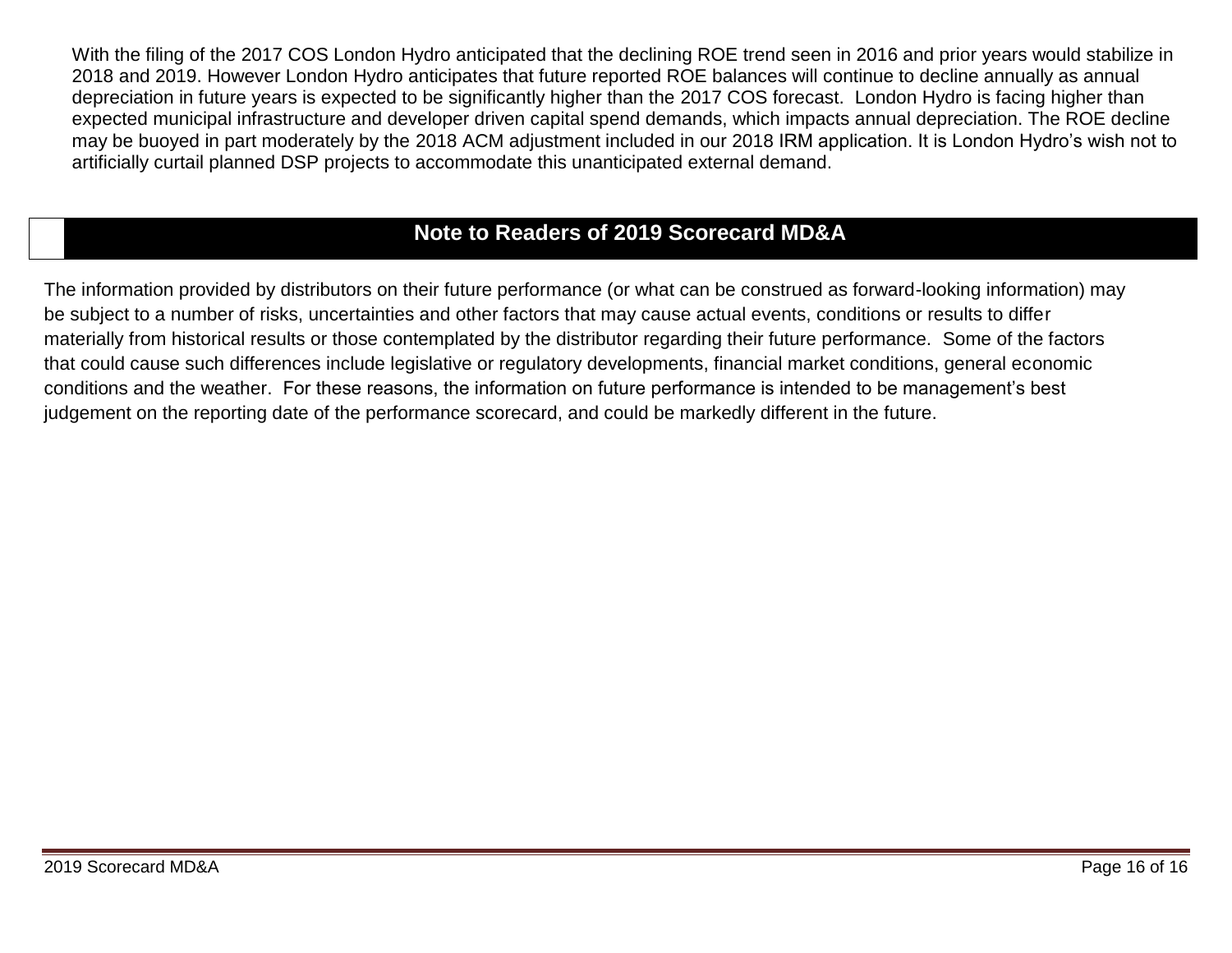With the filing of the 2017 COS London Hydro anticipated that the declining ROE trend seen in 2016 and prior years would stabilize in 2018 and 2019. However London Hydro anticipates that future reported ROE balances will continue to decline annually as annual depreciation in future years is expected to be significantly higher than the 2017 COS forecast. London Hydro is facing higher than expected municipal infrastructure and developer driven capital spend demands, which impacts annual depreciation. The ROE decline may be buoyed in part moderately by the 2018 ACM adjustment included in our 2018 IRM application. It is London Hydro's wish not to artificially curtail planned DSP projects to accommodate this unanticipated external demand.

## Note to Readers of 2019 Scorecard MD&A

The information provided by distributors on their future performance (or what can be construed as forward-looking information) may be subject to a number of risks, uncertainties and other factors that may cause actual events, conditions or results to differ materially from historical results or those contemplated by the distributor regarding their future performance. Some of the factors that could cause such differences include legislative or regulatory developments, financial market conditions, general economic conditions and the weather. For these reasons, the information on future performance is intended to be management's best judgement on the reporting date of the performance scorecard, and could be markedly different in the future.